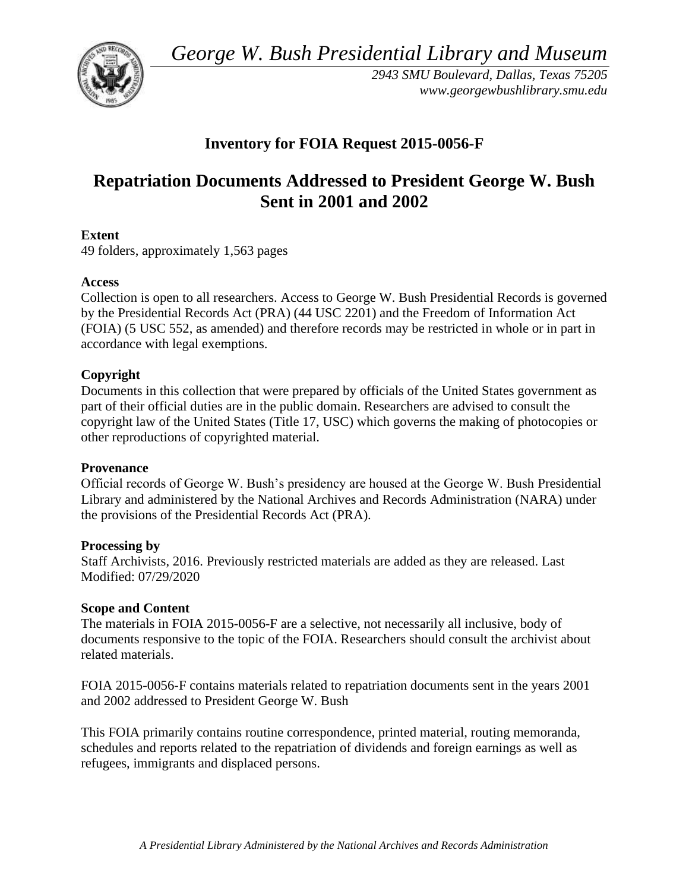*George W. Bush Presidential Library and Museum*

*2943 SMU Boulevard, Dallas, Texas 75205*
*www.georgewbushlibrary.smu.edu*

# Inventory for FOIA Request 2015-0056-F

# Repatriation Documents Addressed to President George W. Bush Sent in 2001 and 2002

**Extent**
49 folders, approximately 1,563 pages

**Access**
Collection is open to all researchers. Access to George W. Bush Presidential Records is governed by the Presidential Records Act (PRA) (44 USC 2201) and the Freedom of Information Act (FOIA) (5 USC 552, as amended) and therefore records may be restricted in whole or in part in accordance with legal exemptions.

**Copyright**
Documents in this collection that were prepared by officials of the United States government as part of their official duties are in the public domain. Researchers are advised to consult the copyright law of the United States (Title 17, USC) which governs the making of photocopies or other reproductions of copyrighted material.

**Provenance**
Official records of George W. Bush's presidency are housed at the George W. Bush Presidential Library and administered by the National Archives and Records Administration (NARA) under the provisions of the Presidential Records Act (PRA).

**Processing by**
Staff Archivists, 2016. Previously restricted materials are added as they are released. Last Modified: 07/29/2020

**Scope and Content**
The materials in FOIA 2015-0056-F are a selective, not necessarily all inclusive, body of documents responsive to the topic of the FOIA. Researchers should consult the archivist about related materials.

FOIA 2015-0056-F contains materials related to repatriation documents sent in the years 2001 and 2002 addressed to President George W. Bush

This FOIA primarily contains routine correspondence, printed material, routing memoranda, schedules and reports related to the repatriation of dividends and foreign earnings as well as refugees, immigrants and displaced persons.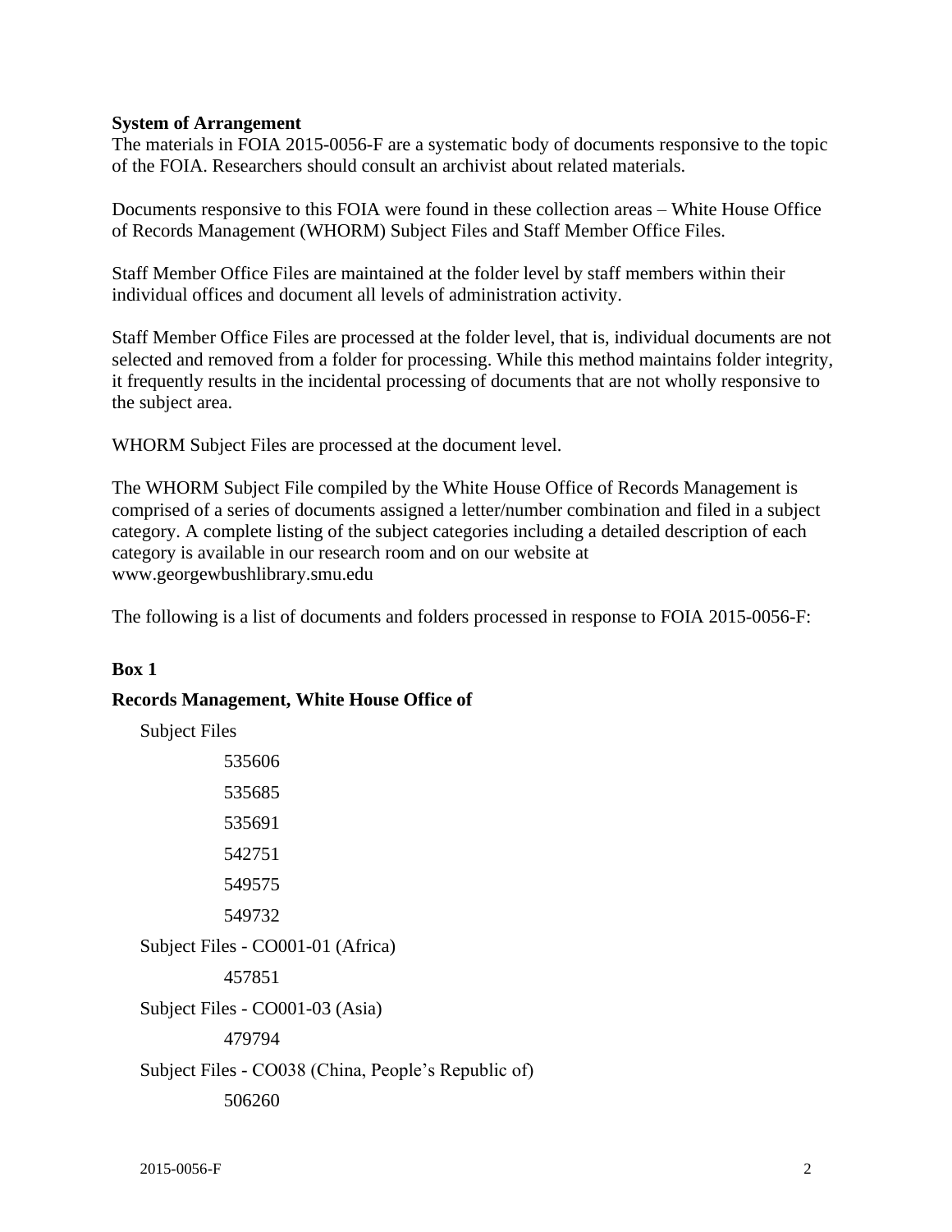**System of Arrangement**

The materials in FOIA 2015-0056-F are a systematic body of documents responsive to the topic of the FOIA. Researchers should consult an archivist about related materials.

Documents responsive to this FOIA were found in these collection areas – White House Office of Records Management (WHORM) Subject Files and Staff Member Office Files.

Staff Member Office Files are maintained at the folder level by staff members within their individual offices and document all levels of administration activity.

Staff Member Office Files are processed at the folder level, that is, individual documents are not selected and removed from a folder for processing. While this method maintains folder integrity, it frequently results in the incidental processing of documents that are not wholly responsive to the subject area.

WHORM Subject Files are processed at the document level.

The WHORM Subject File compiled by the White House Office of Records Management is comprised of a series of documents assigned a letter/number combination and filed in a subject category. A complete listing of the subject categories including a detailed description of each category is available in our research room and on our website at www.georgewbushlibrary.smu.edu

The following is a list of documents and folders processed in response to FOIA 2015-0056-F:

**Box 1**

**Records Management, White House Office of**

Subject Files

- 535606
- 535685
- 535691
- 542751
- 549575
- 549732

Subject Files - CO001-01 (Africa)

- 457851

Subject Files - CO001-03 (Asia)

- 479794

Subject Files - CO038 (China, People's Republic of)

- 506260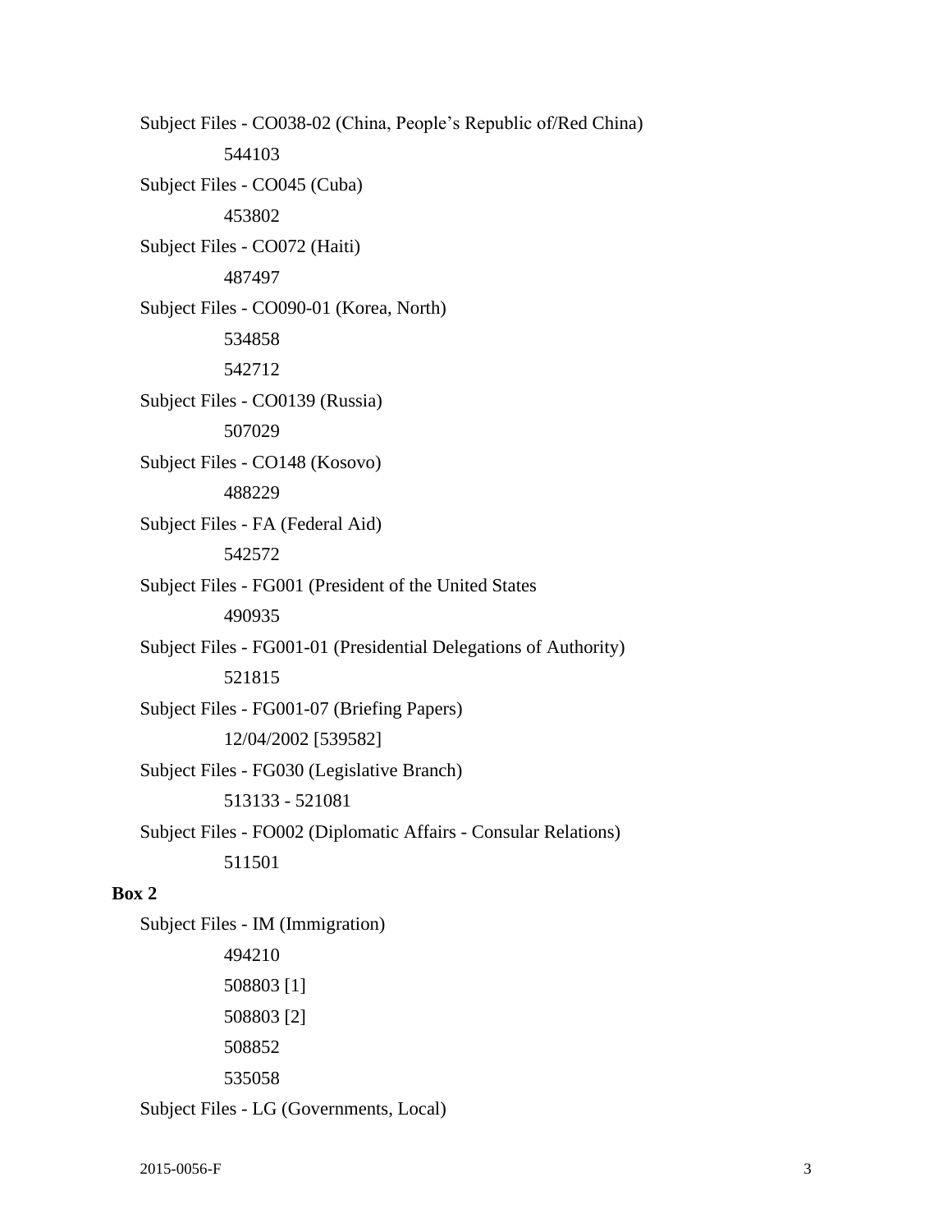Subject Files - CO038-02 (China, People's Republic of/Red China)

544103

Subject Files - CO045 (Cuba)

453802

Subject Files - CO072 (Haiti)

487497

Subject Files - CO090-01 (Korea, North)

534858

542712

Subject Files - CO0139 (Russia)

507029

Subject Files - CO148 (Kosovo)

488229

Subject Files - FA (Federal Aid)

542572

Subject Files - FG001 (President of the United States

490935

Subject Files - FG001-01 (Presidential Delegations of Authority)

521815

Subject Files - FG001-07 (Briefing Papers)

12/04/2002 [539582]

Subject Files - FG030 (Legislative Branch)

513133 - 521081

Subject Files - FO002 (Diplomatic Affairs - Consular Relations)

511501

**Box 2**

Subject Files - IM (Immigration)

494210

508803 [1]

508803 [2]

508852

535058

Subject Files - LG (Governments, Local)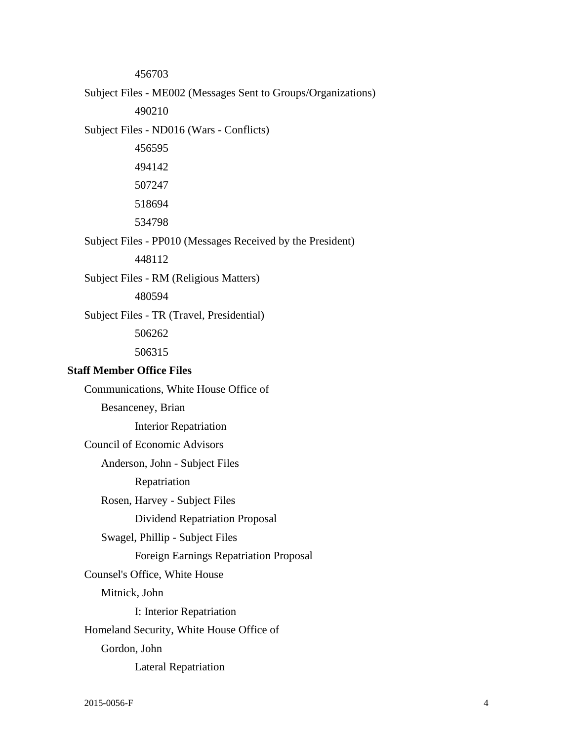456703

Subject Files - ME002 (Messages Sent to Groups/Organizations)

490210

Subject Files - ND016 (Wars - Conflicts)

456595

494142

507247

518694

534798

Subject Files - PP010 (Messages Received by the President)

448112

Subject Files - RM (Religious Matters)

480594

Subject Files - TR (Travel, Presidential)

506262

506315

**Staff Member Office Files**

Communications, White House Office of

Besanceney, Brian

Interior Repatriation

Council of Economic Advisors

Anderson, John - Subject Files

Repatriation

Rosen, Harvey - Subject Files

Dividend Repatriation Proposal

Swagel, Phillip - Subject Files

Foreign Earnings Repatriation Proposal

Counsel's Office, White House

Mitnick, John

I: Interior Repatriation

Homeland Security, White House Office of

Gordon, John

Lateral Repatriation

2015-0056-F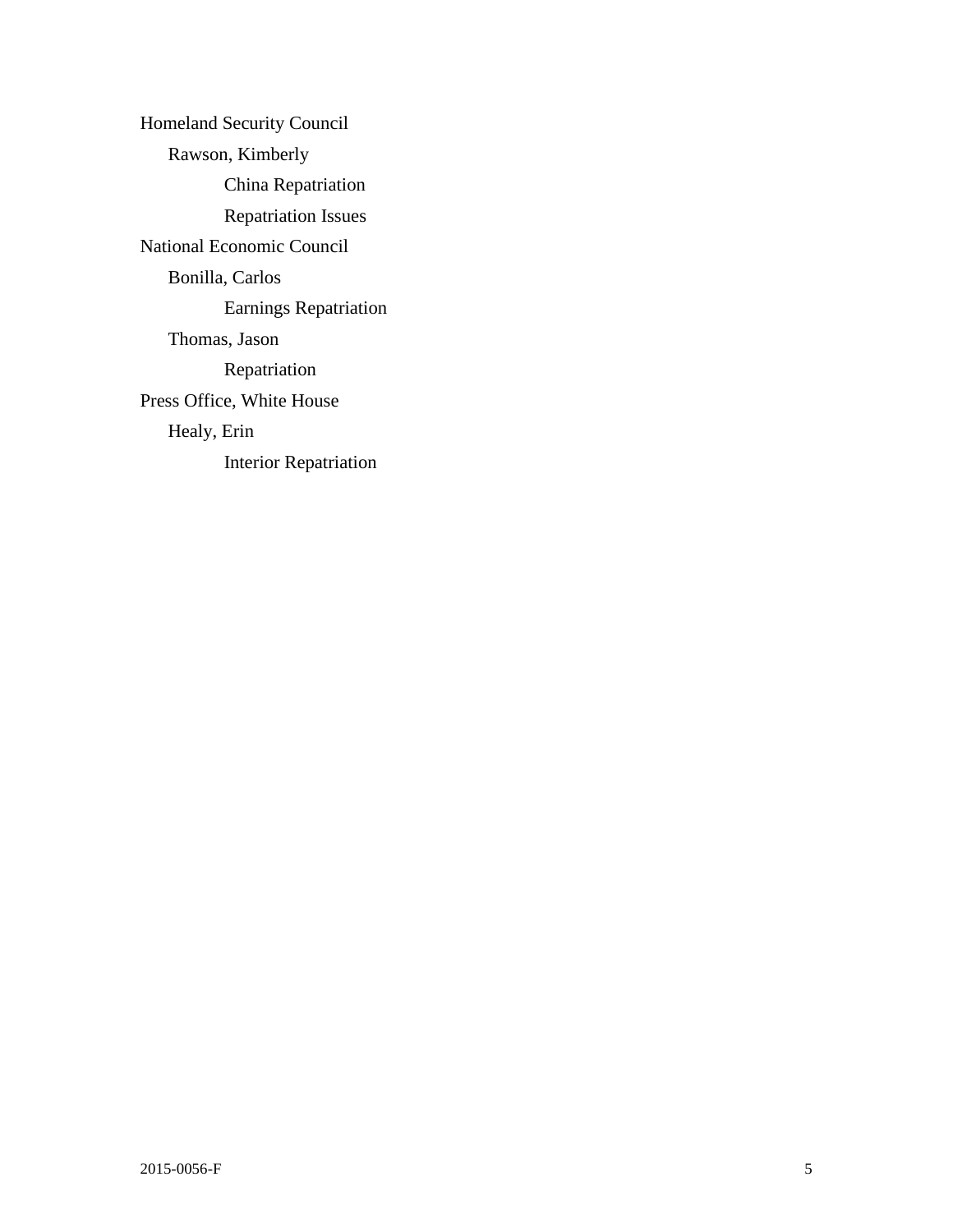Homeland Security Council

- Rawson, Kimberly
    - China Repatriation
    - Repatriation Issues

National Economic Council

- Bonilla, Carlos
    - Earnings Repatriation
- Thomas, Jason
    - Repatriation

Press Office, White House

- Healy, Erin
    - Interior Repatriation

2015-0056-F